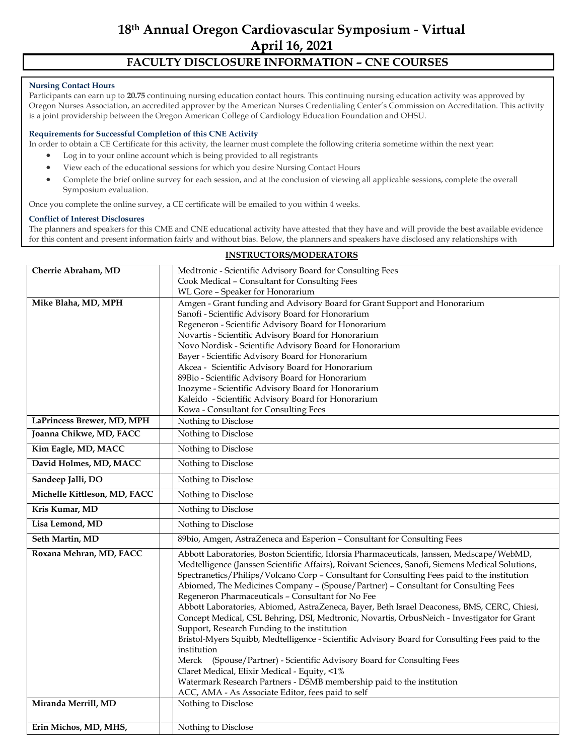# 18th Annual Oregon Cardiovascular Symposium - Virtual
# April 16, 2021

## FACULTY DISCLOSURE INFORMATION – CNE COURSES

**Nursing Contact Hours**

Participants can earn up to **20.75** continuing nursing education contact hours. This continuing nursing education activity was approved by Oregon Nurses Association, an accredited approver by the American Nurses Credentialing Center's Commission on Accreditation. This activity is a joint providership between the Oregon American College of Cardiology Education Foundation and OHSU.

**Requirements for Successful Completion of this CNE Activity**

In order to obtain a CE Certificate for this activity, the learner must complete the following criteria sometime within the next year:

- Log in to your online account which is being provided to all registrants
- View each of the educational sessions for which you desire Nursing Contact Hours
- Complete the brief online survey for each session, and at the conclusion of viewing all applicable sessions, complete the overall Symposium evaluation.

Once you complete the online survey, a CE certificate will be emailed to you within 4 weeks.

**Conflict of Interest Disclosures**

The planners and speakers for this CME and CNE educational activity have attested that they have and will provide the best available evidence for this content and present information fairly and without bias. Below, the planners and speakers have disclosed any relationships with

**INSTRUCTORS/MODERATORS**

| Name | | Disclosure |
|---|---|---|
| **Cherrie Abraham, MD** | | Medtronic - Scientific Advisory Board for Consulting Fees<br>Cook Medical – Consultant for Consulting Fees<br>WL Gore – Speaker for Honorarium |
| **Mike Blaha, MD, MPH** | | Amgen - Grant funding and Advisory Board for Grant Support and Honorarium<br>Sanofi - Scientific Advisory Board for Honorarium<br>Regeneron - Scientific Advisory Board for Honorarium<br>Novartis - Scientific Advisory Board for Honorarium<br>Novo Nordisk - Scientific Advisory Board for Honorarium<br>Bayer - Scientific Advisory Board for Honorarium<br>Akcea - Scientific Advisory Board for Honorarium<br>89Bio - Scientific Advisory Board for Honorarium<br>Inozyme - Scientific Advisory Board for Honorarium<br>Kaleido - Scientific Advisory Board for Honorarium<br>Kowa - Consultant for Consulting Fees |
| **LaPrincess Brewer, MD, MPH** | | Nothing to Disclose |
| **Joanna Chikwe, MD, FACC** | | Nothing to Disclose |
| **Kim Eagle, MD, MACC** | | Nothing to Disclose |
| **David Holmes, MD, MACC** | | Nothing to Disclose |
| **Sandeep Jalli, DO** | | Nothing to Disclose |
| **Michelle Kittleson, MD, FACC** | | Nothing to Disclose |
| **Kris Kumar, MD** | | Nothing to Disclose |
| **Lisa Lemond, MD** | | Nothing to Disclose |
| **Seth Martin, MD** | | 89bio, Amgen, AstraZeneca and Esperion – Consultant for Consulting Fees |
| **Roxana Mehran, MD, FACC** | | Abbott Laboratories, Boston Scientific, Idorsia Pharmaceuticals, Janssen, Medscape/WebMD, Medtelligence (Janssen Scientific Affairs), Roivant Sciences, Sanofi, Siemens Medical Solutions, Spectranetics/Philips/Volcano Corp – Consultant for Consulting Fees paid to the institution<br>Abiomed, The Medicines Company – (Spouse/Partner) – Consultant for Consulting Fees<br>Regeneron Pharmaceuticals – Consultant for No Fee<br>Abbott Laboratories, Abiomed, AstraZeneca, Bayer, Beth Israel Deaconess, BMS, CERC, Chiesi, Concept Medical, CSL Behring, DSI, Medtronic, Novartis, OrbusNeich - Investigator for Grant Support, Research Funding to the institution<br>Bristol-Myers Squibb, Medtelligence - Scientific Advisory Board for Consulting Fees paid to the institution<br>Merck (Spouse/Partner) - Scientific Advisory Board for Consulting Fees<br>Claret Medical, Elixir Medical - Equity, <1%<br>Watermark Research Partners - DSMB membership paid to the institution<br>ACC, AMA - As Associate Editor, fees paid to self |
| **Miranda Merrill, MD** | | Nothing to Disclose |
| **Erin Michos, MD, MHS,** | | Nothing to Disclose |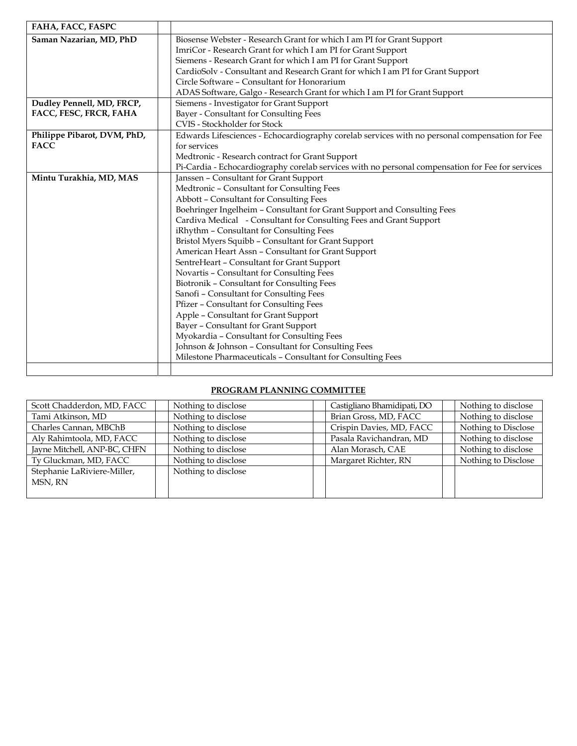| | | |
|---|---|---|
| **FAHA, FACC, FASPC** | | |
| **Saman Nazarian, MD, PhD** | | Biosense Webster - Research Grant for which I am PI for Grant Support<br>ImriCor - Research Grant for which I am PI for Grant Support<br>Siemens - Research Grant for which I am PI for Grant Support<br>CardioSolv - Consultant and Research Grant for which I am PI for Grant Support<br>Circle Software – Consultant for Honorarium<br>ADAS Software, Galgo - Research Grant for which I am PI for Grant Support |
| **Dudley Pennell, MD, FRCP, FACC, FESC, FRCR, FAHA** | | Siemens - Investigator for Grant Support<br>Bayer - Consultant for Consulting Fees<br>CVIS - Stockholder for Stock |
| **Philippe Pibarot, DVM, PhD, FACC** | | Edwards Lifesciences - Echocardiography corelab services with no personal compensation for Fee for services<br>Medtronic - Research contract for Grant Support<br>Pi-Cardia - Echocardiography corelab services with no personal compensation for Fee for services |
| **Mintu Turakhia, MD, MAS** | | Janssen – Consultant for Grant Support<br>Medtronic – Consultant for Consulting Fees<br>Abbott – Consultant for Consulting Fees<br>Boehringer Ingelheim – Consultant for Grant Support and Consulting Fees<br>Cardiva Medical - Consultant for Consulting Fees and Grant Support<br>iRhythm – Consultant for Consulting Fees<br>Bristol Myers Squibb – Consultant for Grant Support<br>American Heart Assn – Consultant for Grant Support<br>SentreHeart – Consultant for Grant Support<br>Novartis – Consultant for Consulting Fees<br>Biotronik – Consultant for Consulting Fees<br>Sanofi – Consultant for Consulting Fees<br>Pfizer – Consultant for Consulting Fees<br>Apple – Consultant for Grant Support<br>Bayer – Consultant for Grant Support<br>Myokardia – Consultant for Consulting Fees<br>Johnson & Johnson – Consultant for Consulting Fees<br>Milestone Pharmaceuticals – Consultant for Consulting Fees |
| | | |

## PROGRAM PLANNING COMMITTEE

| | | | | | |
|---|---|---|---|---|---|
| Scott Chadderdon, MD, FACC | | Nothing to disclose | Castigliano Bhamidipati, DO | | Nothing to disclose |
| Tami Atkinson, MD | | Nothing to disclose | Brian Gross, MD, FACC | | Nothing to disclose |
| Charles Cannan, MBChB | | Nothing to disclose | Crispin Davies, MD, FACC | | Nothing to Disclose |
| Aly Rahimtoola, MD, FACC | | Nothing to disclose | Pasala Ravichandran, MD | | Nothing to disclose |
| Jayne Mitchell, ANP-BC, CHFN | | Nothing to disclose | Alan Morasch, CAE | | Nothing to disclose |
| Ty Gluckman, MD, FACC | | Nothing to disclose | Margaret Richter, RN | | Nothing to Disclose |
| Stephanie LaRiviere-Miller, MSN, RN | | Nothing to disclose | | | |